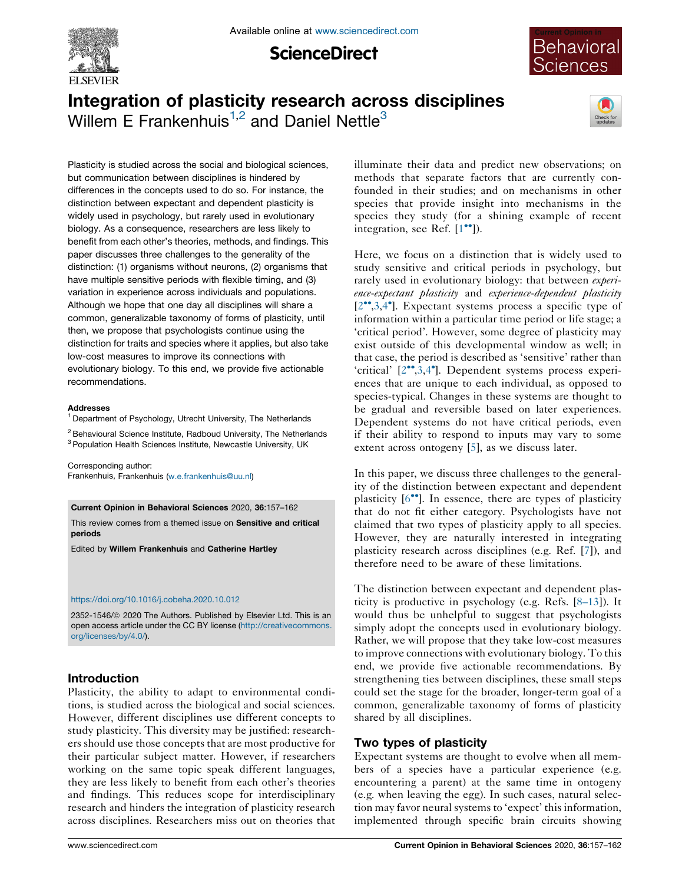# Integration of plasticity research across disciplines

Willem E Frankenhuis[1,2] and Daniel Nettle[3]

Plasticity is studied across the social and biological sciences, but communication between disciplines is hindered by differences in the concepts used to do so. For instance, the distinction between expectant and dependent plasticity is widely used in psychology, but rarely used in evolutionary biology. As a consequence, researchers are less likely to benefit from each other's theories, methods, and findings. This paper discusses three challenges to the generality of the distinction: (1) organisms without neurons, (2) organisms that have multiple sensitive periods with flexible timing, and (3) variation in experience across individuals and populations. Although we hope that one day all disciplines will share a common, generalizable taxonomy of forms of plasticity, until then, we propose that psychologists continue using the distinction for traits and species where it applies, but also take low-cost measures to improve its connections with evolutionary biology. To this end, we provide five actionable recommendations.

**Addresses**

[1] Department of Psychology, Utrecht University, The Netherlands

[2] Behavioural Science Institute, Radboud University, The Netherlands

[3] Population Health Sciences Institute, Newcastle University, UK

Corresponding author:
Frankenhuis, Frankenhuis (w.e.frankenhuis@uu.nl)

**Current Opinion in Behavioral Sciences** 2020, **36**:157–162

This review comes from a themed issue on **Sensitive and critical periods**

Edited by **Willem Frankenhuis** and **Catherine Hartley**

https://doi.org/10.1016/j.cobeha.2020.10.012

2352-1546/© 2020 The Authors. Published by Elsevier Ltd. This is an open access article under the CC BY license (http://creativecommons.org/licenses/by/4.0/).

## Introduction

Plasticity, the ability to adapt to environmental conditions, is studied across the biological and social sciences. However, different disciplines use different concepts to study plasticity. This diversity may be justified: researchers should use those concepts that are most productive for their particular subject matter. However, if researchers working on the same topic speak different languages, they are less likely to benefit from each other's theories and findings. This reduces scope for interdisciplinary research and hinders the integration of plasticity research across disciplines. Researchers miss out on theories that illuminate their data and predict new observations; on methods that separate factors that are currently confounded in their studies; and on mechanisms in other species that provide insight into mechanisms in the species they study (for a shining example of recent integration, see Ref. [1••]).

Here, we focus on a distinction that is widely used to study sensitive and critical periods in psychology, but rarely used in evolutionary biology: that between *experience-expectant plasticity* and *experience-dependent plasticity* [2••,3,4•]. Expectant systems process a specific type of information within a particular time period or life stage; a 'critical period'. However, some degree of plasticity may exist outside of this developmental window as well; in that case, the period is described as 'sensitive' rather than 'critical' [2••,3,4•]. Dependent systems process experiences that are unique to each individual, as opposed to species-typical. Changes in these systems are thought to be gradual and reversible based on later experiences. Dependent systems do not have critical periods, even if their ability to respond to inputs may vary to some extent across ontogeny [5], as we discuss later.

In this paper, we discuss three challenges to the generality of the distinction between expectant and dependent plasticity [6••]. In essence, there are types of plasticity that do not fit either category. Psychologists have not claimed that two types of plasticity apply to all species. However, they are naturally interested in integrating plasticity research across disciplines (e.g. Ref. [7]), and therefore need to be aware of these limitations.

The distinction between expectant and dependent plasticity is productive in psychology (e.g. Refs. [8–13]). It would thus be unhelpful to suggest that psychologists simply adopt the concepts used in evolutionary biology. Rather, we will propose that they take low-cost measures to improve connections with evolutionary biology. To this end, we provide five actionable recommendations. By strengthening ties between disciplines, these small steps could set the stage for the broader, longer-term goal of a common, generalizable taxonomy of forms of plasticity shared by all disciplines.

## Two types of plasticity

Expectant systems are thought to evolve when all members of a species have a particular experience (e.g. encountering a parent) at the same time in ontogeny (e.g. when leaving the egg). In such cases, natural selection may favor neural systems to 'expect' this information, implemented through specific brain circuits showing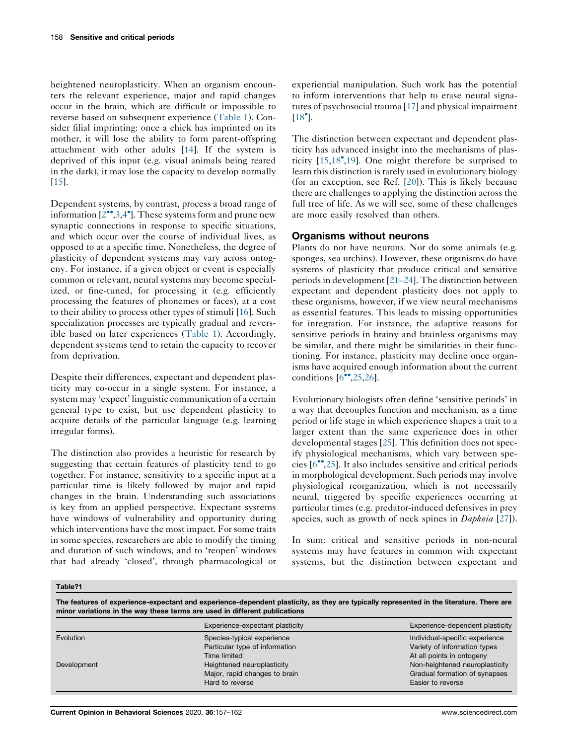heightened neuroplasticity. When an organism encounters the relevant experience, major and rapid changes occur in the brain, which are difficult or impossible to reverse based on subsequent experience (Table 1). Consider filial imprinting: once a chick has imprinted on its mother, it will lose the ability to form parent-offspring attachment with other adults [14]. If the system is deprived of this input (e.g. visual animals being reared in the dark), it may lose the capacity to develop normally [15].

Dependent systems, by contrast, process a broad range of information [2••,3,4•]. These systems form and prune new synaptic connections in response to specific situations, and which occur over the course of individual lives, as opposed to at a specific time. Nonetheless, the degree of plasticity of dependent systems may vary across ontogeny. For instance, if a given object or event is especially common or relevant, neural systems may become specialized, or fine-tuned, for processing it (e.g. efficiently processing the features of phonemes or faces), at a cost to their ability to process other types of stimuli [16]. Such specialization processes are typically gradual and reversible based on later experiences (Table 1). Accordingly, dependent systems tend to retain the capacity to recover from deprivation.

Despite their differences, expectant and dependent plasticity may co-occur in a single system. For instance, a system may 'expect' linguistic communication of a certain general type to exist, but use dependent plasticity to acquire details of the particular language (e.g. learning irregular forms).

The distinction also provides a heuristic for research by suggesting that certain features of plasticity tend to go together. For instance, sensitivity to a specific input at a particular time is likely followed by major and rapid changes in the brain. Understanding such associations is key from an applied perspective. Expectant systems have windows of vulnerability and opportunity during which interventions have the most impact. For some traits in some species, researchers are able to modify the timing and duration of such windows, and to 'reopen' windows that had already 'closed', through pharmacological or experiential manipulation. Such work has the potential to inform interventions that help to erase neural signatures of psychosocial trauma [17] and physical impairment [18•].

The distinction between expectant and dependent plasticity has advanced insight into the mechanisms of plasticity [15,18•,19]. One might therefore be surprised to learn this distinction is rarely used in evolutionary biology (for an exception, see Ref. [20]). This is likely because there are challenges to applying the distinction across the full tree of life. As we will see, some of these challenges are more easily resolved than others.

## Organisms without neurons

Plants do not have neurons. Nor do some animals (e.g. sponges, sea urchins). However, these organisms do have systems of plasticity that produce critical and sensitive periods in development [21–24]. The distinction between expectant and dependent plasticity does not apply to these organisms, however, if we view neural mechanisms as essential features. This leads to missing opportunities for integration. For instance, the adaptive reasons for sensitive periods in brainy and brainless organisms may be similar, and there might be similarities in their functioning. For instance, plasticity may decline once organisms have acquired enough information about the current conditions [6••,25,26].

Evolutionary biologists often define 'sensitive periods' in a way that decouples function and mechanism, as a time period or life stage in which experience shapes a trait to a larger extent than the same experience does in other developmental stages [25]. This definition does not specify physiological mechanisms, which vary between species [6••,25]. It also includes sensitive and critical periods in morphological development. Such periods may involve physiological reorganization, which is not necessarily neural, triggered by specific experiences occurring at particular times (e.g. predator-induced defensives in prey species, such as growth of neck spines in *Daphnia* [27]).

In sum: critical and sensitive periods in non-neural systems may have features in common with expectant systems, but the distinction between expectant and

**Table?1**

**The features of experience-expectant and experience-dependent plasticity, as they are typically represented in the literature. There are minor variations in the way these terms are used in different publications**

| | Experience-expectant plasticity | Experience-dependent plasticity |
|---|---|---|
| Evolution | Species-typical experience | Individual-specific experience |
| | Particular type of information | Variety of information types |
| | Time limited | At all points in ontogeny |
| Development | Heightened neuroplasticity | Non-heightened neuroplasticity |
| | Major, rapid changes to brain | Gradual formation of synapses |
| | Hard to reverse | Easier to reverse |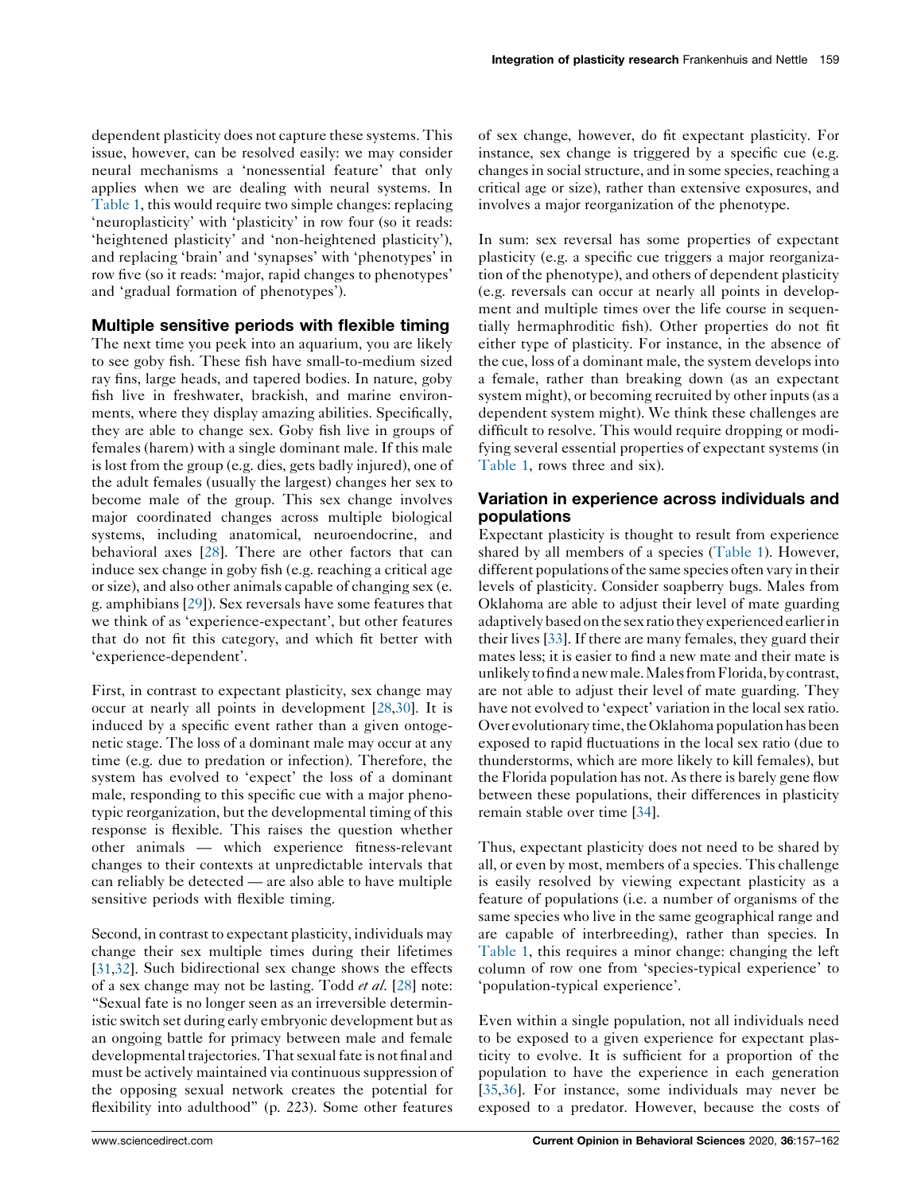dependent plasticity does not capture these systems. This issue, however, can be resolved easily: we may consider neural mechanisms a 'nonessential feature' that only applies when we are dealing with neural systems. In Table 1, this would require two simple changes: replacing 'neuroplasticity' with 'plasticity' in row four (so it reads: 'heightened plasticity' and 'non-heightened plasticity'), and replacing 'brain' and 'synapses' with 'phenotypes' in row five (so it reads: 'major, rapid changes to phenotypes' and 'gradual formation of phenotypes').

## Multiple sensitive periods with flexible timing

The next time you peek into an aquarium, you are likely to see goby fish. These fish have small-to-medium sized ray fins, large heads, and tapered bodies. In nature, goby fish live in freshwater, brackish, and marine environments, where they display amazing abilities. Specifically, they are able to change sex. Goby fish live in groups of females (harem) with a single dominant male. If this male is lost from the group (e.g. dies, gets badly injured), one of the adult females (usually the largest) changes her sex to become male of the group. This sex change involves major coordinated changes across multiple biological systems, including anatomical, neuroendocrine, and behavioral axes [28]. There are other factors that can induce sex change in goby fish (e.g. reaching a critical age or size), and also other animals capable of changing sex (e.g. amphibians [29]). Sex reversals have some features that we think of as 'experience-expectant', but other features that do not fit this category, and which fit better with 'experience-dependent'.

First, in contrast to expectant plasticity, sex change may occur at nearly all points in development [28,30]. It is induced by a specific event rather than a given ontogenetic stage. The loss of a dominant male may occur at any time (e.g. due to predation or infection). Therefore, the system has evolved to 'expect' the loss of a dominant male, responding to this specific cue with a major phenotypic reorganization, but the developmental timing of this response is flexible. This raises the question whether other animals — which experience fitness-relevant changes to their contexts at unpredictable intervals that can reliably be detected — are also able to have multiple sensitive periods with flexible timing.

Second, in contrast to expectant plasticity, individuals may change their sex multiple times during their lifetimes [31,32]. Such bidirectional sex change shows the effects of a sex change may not be lasting. Todd *et al.* [28] note: "Sexual fate is no longer seen as an irreversible deterministic switch set during early embryonic development but as an ongoing battle for primacy between male and female developmental trajectories. That sexual fate is not final and must be actively maintained via continuous suppression of the opposing sexual network creates the potential for flexibility into adulthood" (p. 223). Some other features of sex change, however, do fit expectant plasticity. For instance, sex change is triggered by a specific cue (e.g. changes in social structure, and in some species, reaching a critical age or size), rather than extensive exposures, and involves a major reorganization of the phenotype.

In sum: sex reversal has some properties of expectant plasticity (e.g. a specific cue triggers a major reorganization of the phenotype), and others of dependent plasticity (e.g. reversals can occur at nearly all points in development and multiple times over the life course in sequentially hermaphroditic fish). Other properties do not fit either type of plasticity. For instance, in the absence of the cue, loss of a dominant male, the system develops into a female, rather than breaking down (as an expectant system might), or becoming recruited by other inputs (as a dependent system might). We think these challenges are difficult to resolve. This would require dropping or modifying several essential properties of expectant systems (in Table 1, rows three and six).

## Variation in experience across individuals and populations

Expectant plasticity is thought to result from experience shared by all members of a species (Table 1). However, different populations of the same species often vary in their levels of plasticity. Consider soapberry bugs. Males from Oklahoma are able to adjust their level of mate guarding adaptively based on the sex ratio they experienced earlier in their lives [33]. If there are many females, they guard their mates less; it is easier to find a new mate and their mate is unlikely to find a new male. Males from Florida, by contrast, are not able to adjust their level of mate guarding. They have not evolved to 'expect' variation in the local sex ratio. Over evolutionary time, the Oklahoma population has been exposed to rapid fluctuations in the local sex ratio (due to thunderstorms, which are more likely to kill females), but the Florida population has not. As there is barely gene flow between these populations, their differences in plasticity remain stable over time [34].

Thus, expectant plasticity does not need to be shared by all, or even by most, members of a species. This challenge is easily resolved by viewing expectant plasticity as a feature of populations (i.e. a number of organisms of the same species who live in the same geographical range and are capable of interbreeding), rather than species. In Table 1, this requires a minor change: changing the left column of row one from 'species-typical experience' to 'population-typical experience'.

Even within a single population, not all individuals need to be exposed to a given experience for expectant plasticity to evolve. It is sufficient for a proportion of the population to have the experience in each generation [35,36]. For instance, some individuals may never be exposed to a predator. However, because the costs of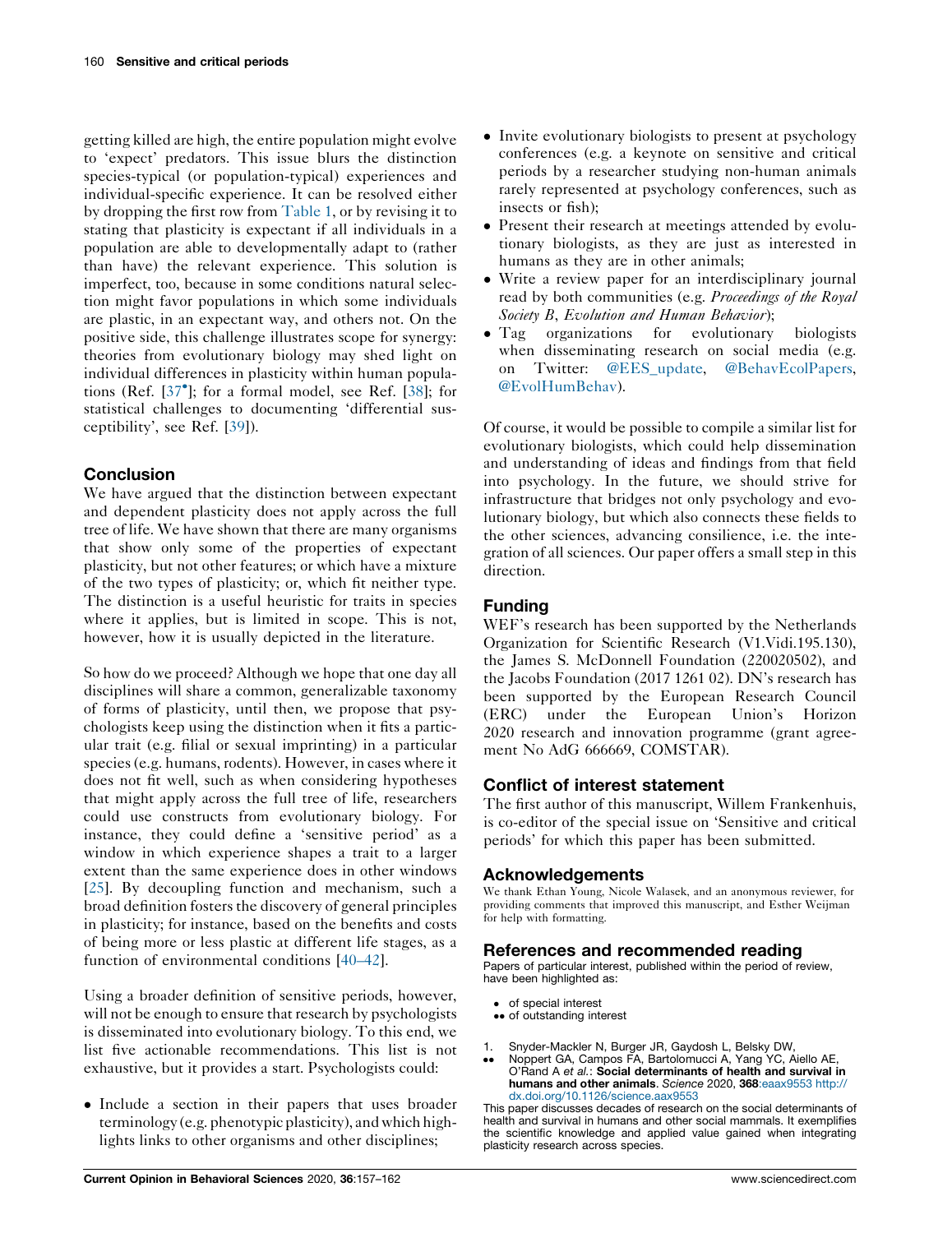getting killed are high, the entire population might evolve to 'expect' predators. This issue blurs the distinction species-typical (or population-typical) experiences and individual-specific experience. It can be resolved either by dropping the first row from Table 1, or by revising it to stating that plasticity is expectant if all individuals in a population are able to developmentally adapt to (rather than have) the relevant experience. This solution is imperfect, too, because in some conditions natural selection might favor populations in which some individuals are plastic, in an expectant way, and others not. On the positive side, this challenge illustrates scope for synergy: theories from evolutionary biology may shed light on individual differences in plasticity within human populations (Ref. [37•]; for a formal model, see Ref. [38]; for statistical challenges to documenting 'differential susceptibility', see Ref. [39]).

## Conclusion

We have argued that the distinction between expectant and dependent plasticity does not apply across the full tree of life. We have shown that there are many organisms that show only some of the properties of expectant plasticity, but not other features; or which have a mixture of the two types of plasticity; or, which fit neither type. The distinction is a useful heuristic for traits in species where it applies, but is limited in scope. This is not, however, how it is usually depicted in the literature.

So how do we proceed? Although we hope that one day all disciplines will share a common, generalizable taxonomy of forms of plasticity, until then, we propose that psychologists keep using the distinction when it fits a particular trait (e.g. filial or sexual imprinting) in a particular species (e.g. humans, rodents). However, in cases where it does not fit well, such as when considering hypotheses that might apply across the full tree of life, researchers could use constructs from evolutionary biology. For instance, they could define a 'sensitive period' as a window in which experience shapes a trait to a larger extent than the same experience does in other windows [25]. By decoupling function and mechanism, such a broad definition fosters the discovery of general principles in plasticity; for instance, based on the benefits and costs of being more or less plastic at different life stages, as a function of environmental conditions [40–42].

Using a broader definition of sensitive periods, however, will not be enough to ensure that research by psychologists is disseminated into evolutionary biology. To this end, we list five actionable recommendations. This list is not exhaustive, but it provides a start. Psychologists could:

- Include a section in their papers that uses broader terminology (e.g. phenotypic plasticity), and which highlights links to other organisms and other disciplines;
- Invite evolutionary biologists to present at psychology conferences (e.g. a keynote on sensitive and critical periods by a researcher studying non-human animals rarely represented at psychology conferences, such as insects or fish);
- Present their research at meetings attended by evolutionary biologists, as they are just as interested in humans as they are in other animals;
- Write a review paper for an interdisciplinary journal read by both communities (e.g. *Proceedings of the Royal Society B*, *Evolution and Human Behavior*);
- Tag organizations for evolutionary biologists when disseminating research on social media (e.g. on Twitter: @EES_update, @BehavEcolPapers, @EvolHumBehav).

Of course, it would be possible to compile a similar list for evolutionary biologists, which could help dissemination and understanding of ideas and findings from that field into psychology. In the future, we should strive for infrastructure that bridges not only psychology and evolutionary biology, but which also connects these fields to the other sciences, advancing consilience, i.e. the integration of all sciences. Our paper offers a small step in this direction.

## Funding

WEF's research has been supported by the Netherlands Organization for Scientific Research (V1.Vidi.195.130), the James S. McDonnell Foundation (220020502), and the Jacobs Foundation (2017 1261 02). DN's research has been supported by the European Research Council (ERC) under the European Union's Horizon 2020 research and innovation programme (grant agreement No AdG 666669, COMSTAR).

## Conflict of interest statement

The first author of this manuscript, Willem Frankenhuis, is co-editor of the special issue on 'Sensitive and critical periods' for which this paper has been submitted.

## Acknowledgements

We thank Ethan Young, Nicole Walasek, and an anonymous reviewer, for providing comments that improved this manuscript, and Esther Weijman for help with formatting.

## References and recommended reading

Papers of particular interest, published within the period of review, have been highlighted as:

- • of special interest
- •• of outstanding interest

1. •• Snyder-Mackler N, Burger JR, Gaydosh L, Belsky DW, Noppert GA, Campos FA, Bartolomucci A, Yang YC, Aiello AE, O'Rand A *et al.*: **Social determinants of health and survival in humans and other animals**. *Science* 2020, **368**:eaax9553 http://dx.doi.org/10.1126/science.aax9553

This paper discusses decades of research on the social determinants of health and survival in humans and other social mammals. It exemplifies the scientific knowledge and applied value gained when integrating plasticity research across species.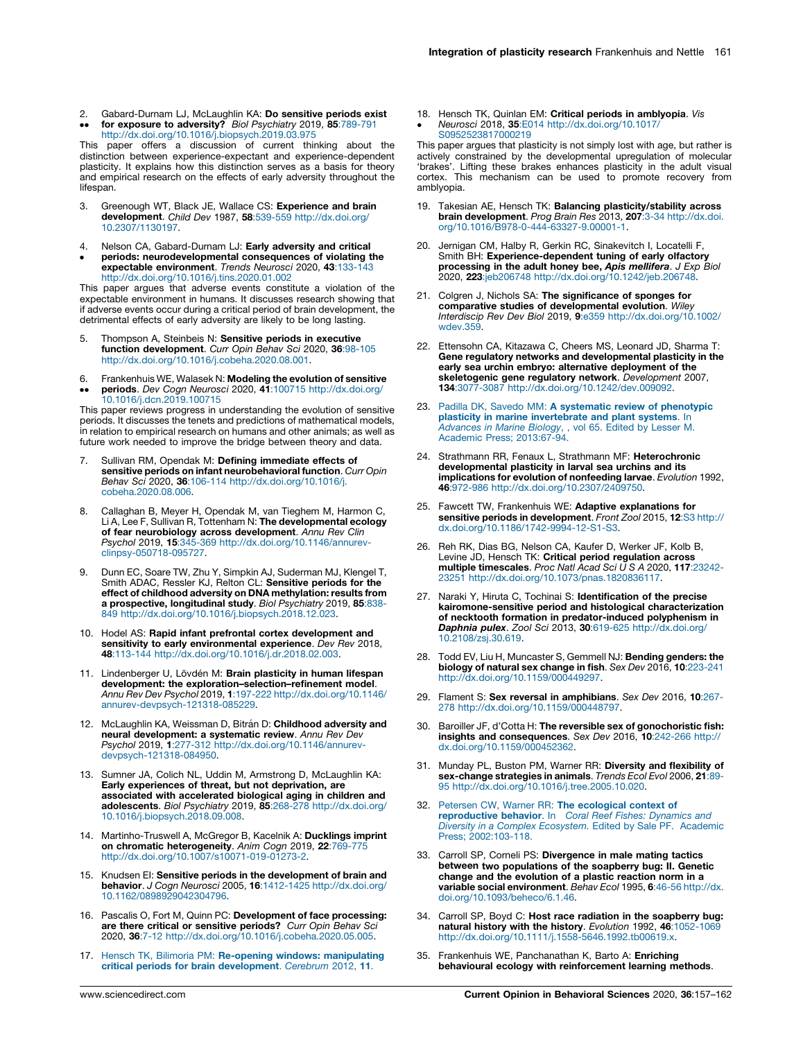2. •• Gabard-Durnam LJ, McLaughlin KA: **Do sensitive periods exist for exposure to adversity?** *Biol Psychiatry* 2019, **85**:789-791 http://dx.doi.org/10.1016/j.biopsych.2019.03.975

This paper offers a discussion of current thinking about the distinction between experience-expectant and experience-dependent plasticity. It explains how this distinction serves as a basis for theory and empirical research on the effects of early adversity throughout the lifespan.

3. Greenough WT, Black JE, Wallace CS: **Experience and brain development**. *Child Dev* 1987, **58**:539-559 http://dx.doi.org/10.2307/1130197.

4. • Nelson CA, Gabard-Durnam LJ: **Early adversity and critical periods: neurodevelopmental consequences of violating the expectable environment**. *Trends Neurosci* 2020, **43**:133-143 http://dx.doi.org/10.1016/j.tins.2020.01.002

This paper argues that adverse events constitute a violation of the expectable environment in humans. It discusses research showing that if adverse events occur during a critical period of brain development, the detrimental effects of early adversity are likely to be long lasting.

5. Thompson A, Steinbeis N: **Sensitive periods in executive function development**. *Curr Opin Behav Sci* 2020, **36**:98-105 http://dx.doi.org/10.1016/j.cobeha.2020.08.001.

6. •• Frankenhuis WE, Walasek N: **Modeling the evolution of sensitive periods**. *Dev Cogn Neurosci* 2020, **41**:100715 http://dx.doi.org/10.1016/j.dcn.2019.100715

This paper reviews progress in understanding the evolution of sensitive periods. It discusses the tenets and predictions of mathematical models, in relation to empirical research on humans and other animals; as well as future work needed to improve the bridge between theory and data.

7. Sullivan RM, Opendak M: **Defining immediate effects of sensitive periods on infant neurobehavioral function**. *Curr Opin Behav Sci* 2020, **36**:106-114 http://dx.doi.org/10.1016/j.cobeha.2020.08.006.

8. Callaghan B, Meyer H, Opendak M, van Tieghem M, Harmon C, Li A, Lee F, Sullivan R, Tottenham N: **The developmental ecology of fear neurobiology across development**. *Annu Rev Clin Psychol* 2019, **15**:345-369 http://dx.doi.org/10.1146/annurev-clinpsy-050718-095727.

9. Dunn EC, Soare TW, Zhu Y, Simpkin AJ, Suderman MJ, Klengel T, Smith ADAC, Ressler KJ, Relton CL: **Sensitive periods for the effect of childhood adversity on DNA methylation: results from a prospective, longitudinal study**. *Biol Psychiatry* 2019, **85**:838-849 http://dx.doi.org/10.1016/j.biopsych.2018.12.023.

10. Hodel AS: **Rapid infant prefrontal cortex development and sensitivity to early environmental experience**. *Dev Rev* 2018, **48**:113-144 http://dx.doi.org/10.1016/j.dr.2018.02.003.

11. Lindenberger U, Lövdén M: **Brain plasticity in human lifespan development: the exploration–selection–refinement model**. *Annu Rev Dev Psychol* 2019, **1**:197-222 http://dx.doi.org/10.1146/annurev-devpsych-121318-085229.

12. McLaughlin KA, Weissman D, Bitrán D: **Childhood adversity and neural development: a systematic review**. *Annu Rev Dev Psychol* 2019, **1**:277-312 http://dx.doi.org/10.1146/annurev-devpsych-121318-084950.

13. Sumner JA, Colich NL, Uddin M, Armstrong D, McLaughlin KA: **Early experiences of threat, but not deprivation, are associated with accelerated biological aging in children and adolescents**. *Biol Psychiatry* 2019, **85**:268-278 http://dx.doi.org/10.1016/j.biopsych.2018.09.008.

14. Martinho-Truswell A, McGregor B, Kacelnik A: **Ducklings imprint on chromatic heterogeneity**. *Anim Cogn* 2019, **22**:769-775 http://dx.doi.org/10.1007/s10071-019-01273-2.

15. Knudsen EI: **Sensitive periods in the development of brain and behavior**. *J Cogn Neurosci* 2005, **16**:1412-1425 http://dx.doi.org/10.1162/0898929042304796.

16. Pascalis O, Fort M, Quinn PC: **Development of face processing: are there critical or sensitive periods?** *Curr Opin Behav Sci* 2020, **36**:7-12 http://dx.doi.org/10.1016/j.cobeha.2020.05.005.

17. Hensch TK, Bilimoria PM: **Re-opening windows: manipulating critical periods for brain development**. *Cerebrum* 2012, **11**.

18. • Hensch TK, Quinlan EM: **Critical periods in amblyopia**. *Vis Neurosci* 2018, **35**:E014 http://dx.doi.org/10.1017/S0952523817000219

This paper argues that plasticity is not simply lost with age, but rather is actively constrained by the developmental upregulation of molecular 'brakes'. Lifting these brakes enhances plasticity in the adult visual cortex. This mechanism can be used to promote recovery from amblyopia.

19. Takesian AE, Hensch TK: **Balancing plasticity/stability across brain development**. *Prog Brain Res* 2013, **207**:3-34 http://dx.doi.org/10.1016/B978-0-444-63327-9.00001-1.

20. Jernigan CM, Halby R, Gerkin RC, Sinakevitch I, Locatelli F, Smith BH: **Experience-dependent tuning of early olfactory processing in the adult honey bee, *Apis mellifera***. *J Exp Biol* 2020, **223**:jeb206748 http://dx.doi.org/10.1242/jeb.206748.

21. Colgren J, Nichols SA: **The significance of sponges for comparative studies of developmental evolution**. *Wiley Interdiscip Rev Dev Biol* 2019, **9**:e359 http://dx.doi.org/10.1002/wdev.359.

22. Ettensohn CA, Kitazawa C, Cheers MS, Leonard JD, Sharma T: **Gene regulatory networks and developmental plasticity in the early sea urchin embryo: alternative deployment of the skeletogenic gene regulatory network**. *Development* 2007, **134**:3077-3087 http://dx.doi.org/10.1242/dev.009092.

23. Padilla DK, Savedo MM: **A systematic review of phenotypic plasticity in marine invertebrate and plant systems**. In *Advances in Marine Biology*, , vol 65. Edited by Lesser M. Academic Press; 2013:67-94.

24. Strathmann RR, Fenaux L, Strathmann MF: **Heterochronic developmental plasticity in larval sea urchins and its implications for evolution of nonfeeding larvae**. *Evolution* 1992, **46**:972-986 http://dx.doi.org/10.2307/2409750.

25. Fawcett TW, Frankenhuis WE: **Adaptive explanations for sensitive periods in development**. *Front Zool* 2015, **12**:S3 http://dx.doi.org/10.1186/1742-9994-12-S1-S3.

26. Reh RK, Dias BG, Nelson CA, Kaufer D, Werker JF, Kolb B, Levine JD, Hensch TK: **Critical period regulation across multiple timescales**. *Proc Natl Acad Sci U S A* 2020, **117**:23242-23251 http://dx.doi.org/10.1073/pnas.1820836117.

27. Naraki Y, Hiruta C, Tochinai S: **Identification of the precise kairomone-sensitive period and histological characterization of necktooth formation in predator-induced polyphenism in *Daphnia pulex***. *Zool Sci* 2013, **30**:619-625 http://dx.doi.org/10.2108/zsj.30.619.

28. Todd EV, Liu H, Muncaster S, Gemmell NJ: **Bending genders: the biology of natural sex change in fish**. *Sex Dev* 2016, **10**:223-241 http://dx.doi.org/10.1159/000449297.

29. Flament S: **Sex reversal in amphibians**. *Sex Dev* 2016, **10**:267-278 http://dx.doi.org/10.1159/000448797.

30. Baroiller JF, d'Cotta H: **The reversible sex of gonochoristic fish: insights and consequences**. *Sex Dev* 2016, **10**:242-266 http://dx.doi.org/10.1159/000452362.

31. Munday PL, Buston PM, Warner RR: **Diversity and flexibility of sex-change strategies in animals**. *Trends Ecol Evol* 2006, **21**:89-95 http://dx.doi.org/10.1016/j.tree.2005.10.020.

32. Petersen CW, Warner RR: **The ecological context of reproductive behavior**. In *Coral Reef Fishes: Dynamics and Diversity in a Complex Ecosystem*. Edited by Sale PF. Academic Press; 2002:103-118.

33. Carroll SP, Corneli PS: **Divergence in male mating tactics between two populations of the soapberry bug: II. Genetic change and the evolution of a plastic reaction norm in a variable social environment**. *Behav Ecol* 1995, **6**:46-56 http://dx.doi.org/10.1093/beheco/6.1.46.

34. Carroll SP, Boyd C: **Host race radiation in the soapberry bug: natural history with the history**. *Evolution* 1992, **46**:1052-1069 http://dx.doi.org/10.1111/j.1558-5646.1992.tb00619.x.

35. Frankenhuis WE, Panchanathan K, Barto A: **Enriching behavioural ecology with reinforcement learning methods**.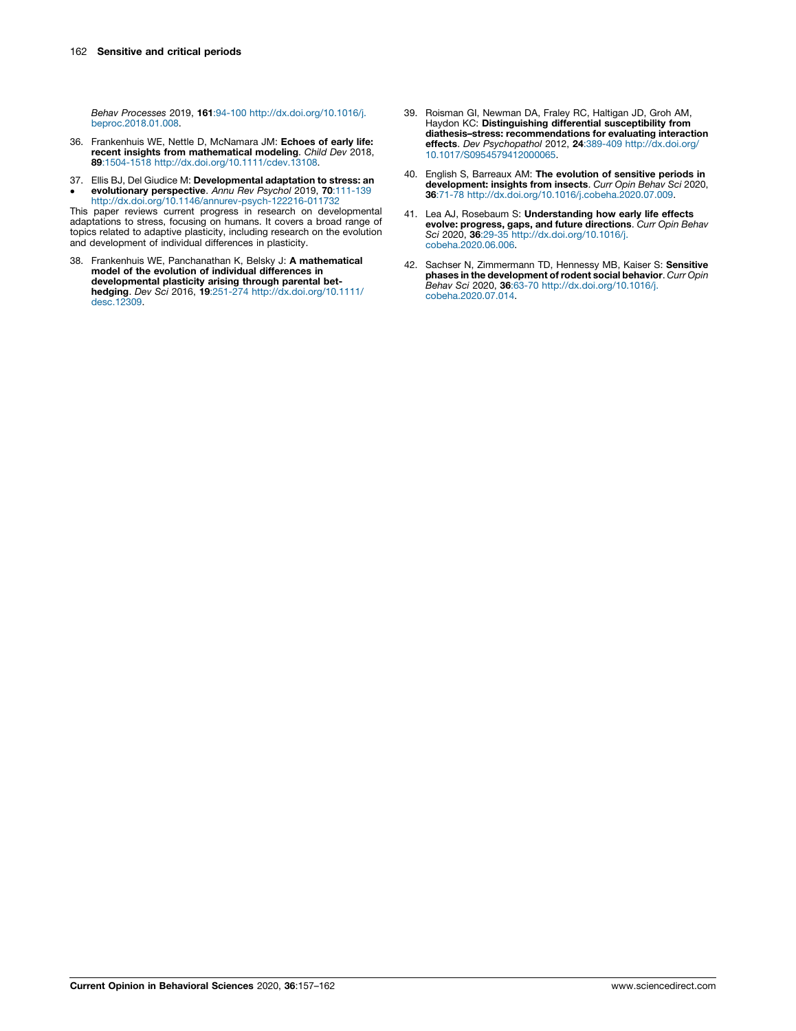*Behav Processes* 2019, **161**:94-100 http://dx.doi.org/10.1016/j.beproc.2018.01.008.

36. Frankenhuis WE, Nettle D, McNamara JM: **Echoes of early life: recent insights from mathematical modeling**. *Child Dev* 2018, **89**:1504-1518 http://dx.doi.org/10.1111/cdev.13108.

37. • Ellis BJ, Del Giudice M: **Developmental adaptation to stress: an evolutionary perspective**. *Annu Rev Psychol* 2019, **70**:111-139 http://dx.doi.org/10.1146/annurev-psych-122216-011732

   This paper reviews current progress in research on developmental adaptations to stress, focusing on humans. It covers a broad range of topics related to adaptive plasticity, including research on the evolution and development of individual differences in plasticity.

38. Frankenhuis WE, Panchanathan K, Belsky J: **A mathematical model of the evolution of individual differences in developmental plasticity arising through parental bet-hedging**. *Dev Sci* 2016, **19**:251-274 http://dx.doi.org/10.1111/desc.12309.

39. Roisman GI, Newman DA, Fraley RC, Haltigan JD, Groh AM, Haydon KC: **Distinguishing differential susceptibility from diathesis–stress: recommendations for evaluating interaction effects**. *Dev Psychopathol* 2012, **24**:389-409 http://dx.doi.org/10.1017/S0954579412000065.

40. English S, Barreaux AM: **The evolution of sensitive periods in development: insights from insects**. *Curr Opin Behav Sci* 2020, **36**:71-78 http://dx.doi.org/10.1016/j.cobeha.2020.07.009.

41. Lea AJ, Rosebaum S: **Understanding how early life effects evolve: progress, gaps, and future directions**. *Curr Opin Behav Sci* 2020, **36**:29-35 http://dx.doi.org/10.1016/j.cobeha.2020.06.006.

42. Sachser N, Zimmermann TD, Hennessy MB, Kaiser S: **Sensitive phases in the development of rodent social behavior**. *Curr Opin Behav Sci* 2020, **36**:63-70 http://dx.doi.org/10.1016/j.cobeha.2020.07.014.